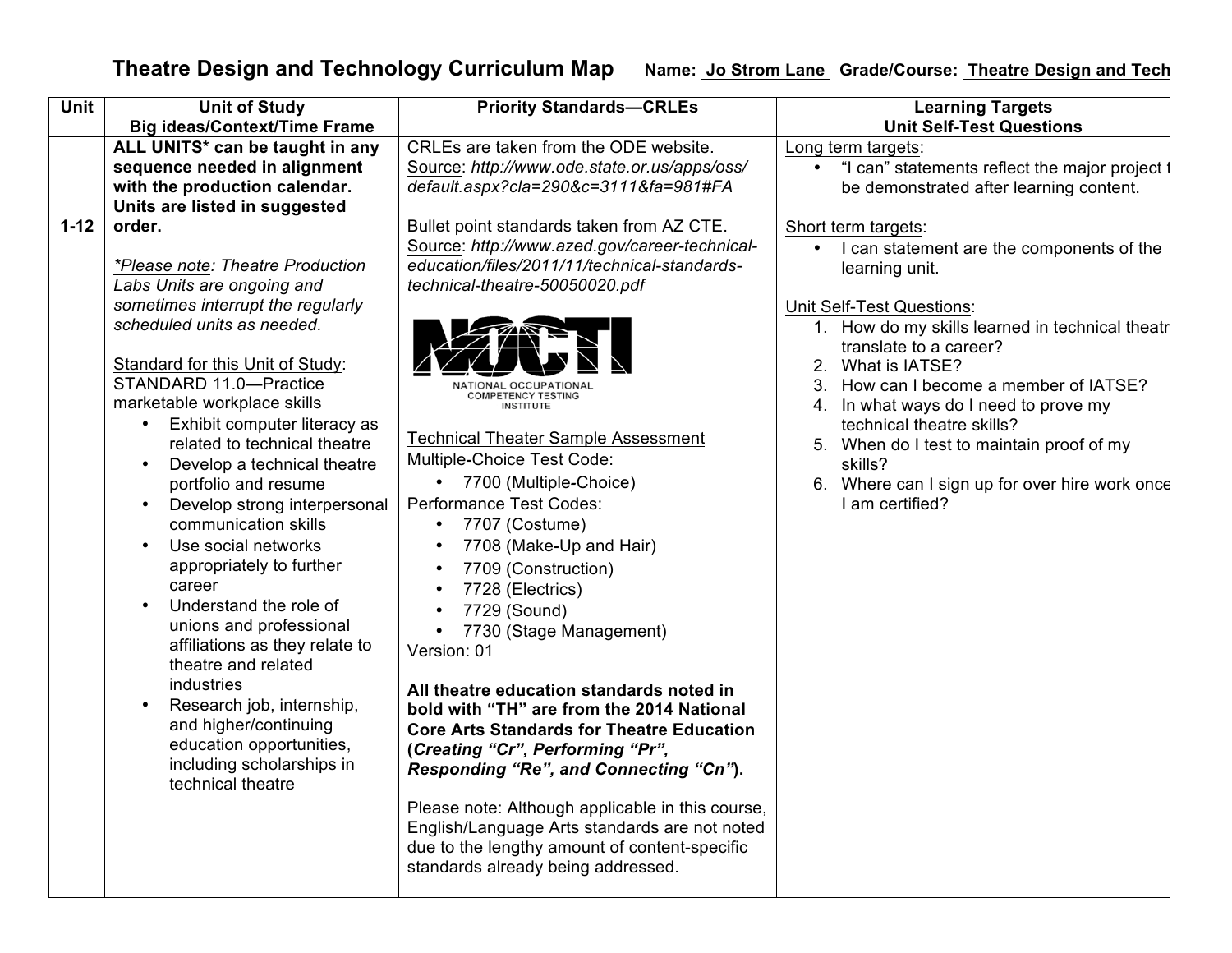# Theatre Design and Technology Curriculum Map

**Name:** Jo Strom Lane **Grade/Course:** Theatre Design and Tech

| Unit | Unit of Study<br>Big ideas/Context/Time Frame | Priority Standards—CRLEs | Learning Targets<br>Unit Self-Test Questions |
|---|---|---|---|
| 1-12 | **ALL UNITS* can be taught in any sequence needed in alignment with the production calendar. Units are listed in suggested order.**<br><br>*\*Please note: Theatre Production Labs Units are ongoing and sometimes interrupt the regularly scheduled units as needed.*<br><br>Standard for this Unit of Study:<br>STANDARD 11.0—Practice marketable workplace skills<br>• Exhibit computer literacy as related to technical theatre<br>• Develop a technical theatre portfolio and resume<br>• Develop strong interpersonal communication skills<br>• Use social networks appropriately to further career<br>• Understand the role of unions and professional affiliations as they relate to theatre and related industries<br>• Research job, internship, and higher/continuing education opportunities, including scholarships in technical theatre | CRLEs are taken from the ODE website.<br>Source: *http://www.ode.state.or.us/apps/oss/default.aspx?cla=290&c=3111&fa=981#FA*<br><br>Bullet point standards taken from AZ CTE.<br>Source: *http://www.azed.gov/career-technical-education/files/2011/11/technical-standards-technical-theatre-50050020.pdf*<br><br>NOCTI<br>NATIONAL OCCUPATIONAL COMPETENCY TESTING INSTITUTE<br><br>Technical Theater Sample Assessment<br>Multiple-Choice Test Code:<br>• 7700 (Multiple-Choice)<br>Performance Test Codes:<br>• 7707 (Costume)<br>• 7708 (Make-Up and Hair)<br>• 7709 (Construction)<br>• 7728 (Electrics)<br>• 7729 (Sound)<br>• 7730 (Stage Management)<br>Version: 01<br><br>**All theatre education standards noted in bold with "TH" are from the 2014 National Core Arts Standards for Theatre Education (*Creating "Cr", Performing "Pr", Responding "Re", and Connecting "Cn"*).**<br><br>Please note: Although applicable in this course, English/Language Arts standards are not noted due to the lengthy amount of content-specific standards already being addressed. | Long term targets:<br>• "I can" statements reflect the major project t be demonstrated after learning content.<br><br>Short term targets:<br>• I can statement are the components of the learning unit.<br><br>Unit Self-Test Questions:<br>1. How do my skills learned in technical theatr translate to a career?<br>2. What is IATSE?<br>3. How can I become a member of IATSE?<br>4. In what ways do I need to prove my technical theatre skills?<br>5. When do I test to maintain proof of my skills?<br>6. Where can I sign up for over hire work once I am certified? |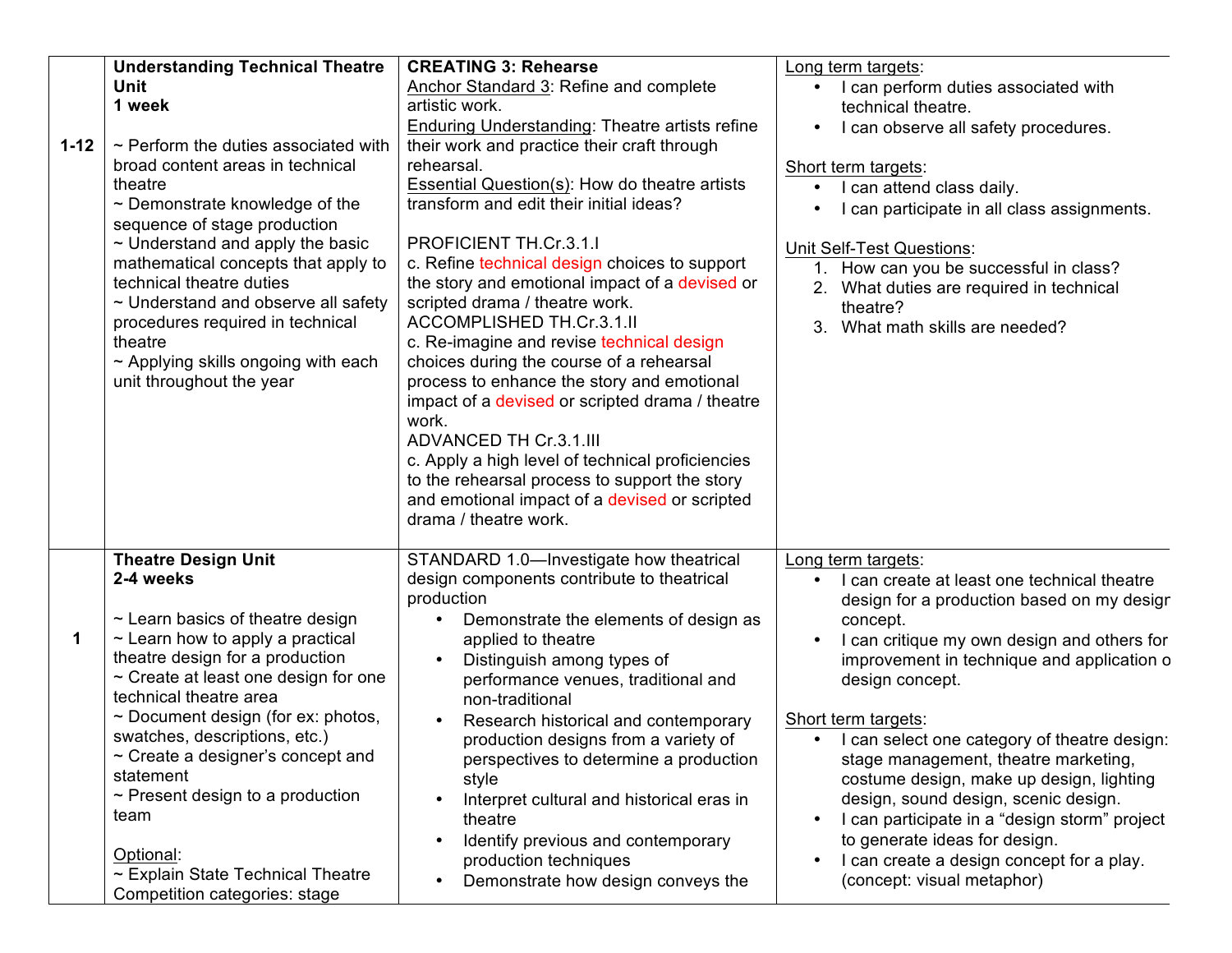| | | | |
|---|---|---|---|
| 1-12 | **Understanding Technical Theatre Unit**<br>**1 week**<br><br>~ Perform the duties associated with broad content areas in technical theatre<br>~ Demonstrate knowledge of the sequence of stage production<br>~ Understand and apply the basic mathematical concepts that apply to technical theatre duties<br>~ Understand and observe all safety procedures required in technical theatre<br>~ Applying skills ongoing with each unit throughout the year | **CREATING 3: Rehearse**<br>Anchor Standard 3: Refine and complete artistic work.<br>Enduring Understanding: Theatre artists refine their work and practice their craft through rehearsal.<br>Essential Question(s): How do theatre artists transform and edit their initial ideas?<br><br>PROFICIENT TH.Cr.3.1.I<br>c. Refine technical design choices to support the story and emotional impact of a devised or scripted drama / theatre work.<br>ACCOMPLISHED TH.Cr.3.1.II<br>c. Re-imagine and revise technical design choices during the course of a rehearsal process to enhance the story and emotional impact of a devised or scripted drama / theatre work.<br>ADVANCED TH Cr.3.1.III<br>c. Apply a high level of technical proficiencies to the rehearsal process to support the story and emotional impact of a devised or scripted drama / theatre work. | Long term targets:<br>• I can perform duties associated with technical theatre.<br>• I can observe all safety procedures.<br><br>Short term targets:<br>• I can attend class daily.<br>• I can participate in all class assignments.<br><br>Unit Self-Test Questions:<br>1. How can you be successful in class?<br>2. What duties are required in technical theatre?<br>3. What math skills are needed? |
| 1 | **Theatre Design Unit**<br>**2-4 weeks**<br><br>~ Learn basics of theatre design<br>~ Learn how to apply a practical theatre design for a production<br>~ Create at least one design for one technical theatre area<br>~ Document design (for ex: photos, swatches, descriptions, etc.)<br>~ Create a designer's concept and statement<br>~ Present design to a production team<br><br>Optional:<br>~ Explain State Technical Theatre Competition categories: stage | STANDARD 1.0—Investigate how theatrical design components contribute to theatrical production<br>• Demonstrate the elements of design as applied to theatre<br>• Distinguish among types of performance venues, traditional and non-traditional<br>• Research historical and contemporary production designs from a variety of perspectives to determine a production style<br>• Interpret cultural and historical eras in theatre<br>• Identify previous and contemporary production techniques<br>• Demonstrate how design conveys the | Long term targets:<br>• I can create at least one technical theatre design for a production based on my design concept.<br>• I can critique my own design and others for improvement in technique and application o design concept.<br><br>Short term targets:<br>• I can select one category of theatre design: stage management, theatre marketing, costume design, make up design, lighting design, sound design, scenic design.<br>• I can participate in a "design storm" project to generate ideas for design.<br>• I can create a design concept for a play. (concept: visual metaphor) |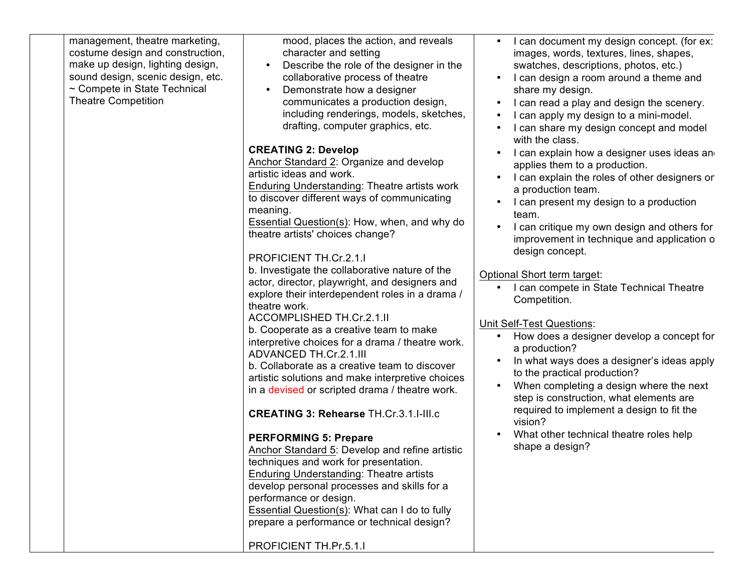| | | | |
|---|---|---|---|
| | management, theatre marketing, costume design and construction, make up design, lighting design, sound design, scenic design, etc.<br>~ Compete in State Technical Theatre Competition | mood, places the action, and reveals character and setting<br>• Describe the role of the designer in the collaborative process of theatre<br>• Demonstrate how a designer communicates a production design, including renderings, models, sketches, drafting, computer graphics, etc.<br><br>**CREATING 2: Develop**<br>Anchor Standard 2: Organize and develop artistic ideas and work.<br>Enduring Understanding: Theatre artists work to discover different ways of communicating meaning.<br>Essential Question(s): How, when, and why do theatre artists' choices change?<br><br>PROFICIENT TH.Cr.2.1.I<br>b. Investigate the collaborative nature of the actor, director, playwright, and designers and explore their interdependent roles in a drama / theatre work.<br>ACCOMPLISHED TH.Cr.2.1.II<br>b. Cooperate as a creative team to make interpretive choices for a drama / theatre work.<br>ADVANCED TH.Cr.2.1.III<br>b. Collaborate as a creative team to discover artistic solutions and make interpretive choices in a devised or scripted drama / theatre work.<br><br>**CREATING 3: Rehearse** TH.Cr.3.1.I-III.c<br><br>**PERFORMING 5: Prepare**<br>Anchor Standard 5: Develop and refine artistic techniques and work for presentation.<br>Enduring Understanding: Theatre artists develop personal processes and skills for a performance or design.<br>Essential Question(s): What can I do to fully prepare a performance or technical design?<br><br>PROFICIENT TH.Pr.5.1.I | • I can document my design concept. (for ex: images, words, textures, lines, shapes, swatches, descriptions, photos, etc.)<br>• I can design a room around a theme and share my design.<br>• I can read a play and design the scenery.<br>• I can apply my design to a mini-model.<br>• I can share my design concept and model with the class.<br>• I can explain how a designer uses ideas and applies them to a production.<br>• I can explain the roles of other designers on a production team.<br>• I can present my design to a production team.<br>• I can critique my own design and others for improvement in technique and application of design concept.<br><br>Optional Short term target:<br>• I can compete in State Technical Theatre Competition.<br><br>Unit Self-Test Questions:<br>• How does a designer develop a concept for a production?<br>• In what ways does a designer's ideas apply to the practical production?<br>• When completing a design where the next step is construction, what elements are required to implement a design to fit the vision?<br>• What other technical theatre roles help shape a design? |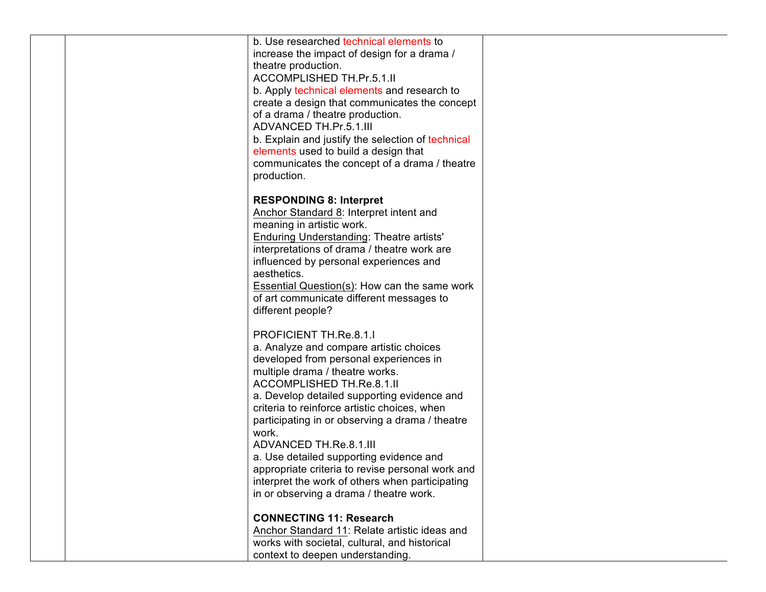| | | | |
|---|---|---|---|
| | | b. Use researched technical elements to increase the impact of design for a drama / theatre production.<br>ACCOMPLISHED TH.Pr.5.1.II<br>b. Apply technical elements and research to create a design that communicates the concept of a drama / theatre production.<br>ADVANCED TH.Pr.5.1.III<br>b. Explain and justify the selection of technical elements used to build a design that communicates the concept of a drama / theatre production.<br><br>**RESPONDING 8: Interpret**<br>Anchor Standard 8: Interpret intent and meaning in artistic work.<br>Enduring Understanding: Theatre artists' interpretations of drama / theatre work are influenced by personal experiences and aesthetics.<br>Essential Question(s): How can the same work of art communicate different messages to different people?<br><br>PROFICIENT TH.Re.8.1.I<br>a. Analyze and compare artistic choices developed from personal experiences in multiple drama / theatre works.<br>ACCOMPLISHED TH.Re.8.1.II<br>a. Develop detailed supporting evidence and criteria to reinforce artistic choices, when participating in or observing a drama / theatre work.<br>ADVANCED TH.Re.8.1.III<br>a. Use detailed supporting evidence and appropriate criteria to revise personal work and interpret the work of others when participating in or observing a drama / theatre work.<br><br>**CONNECTING 11: Research**<br>Anchor Standard 11: Relate artistic ideas and works with societal, cultural, and historical context to deepen understanding. | |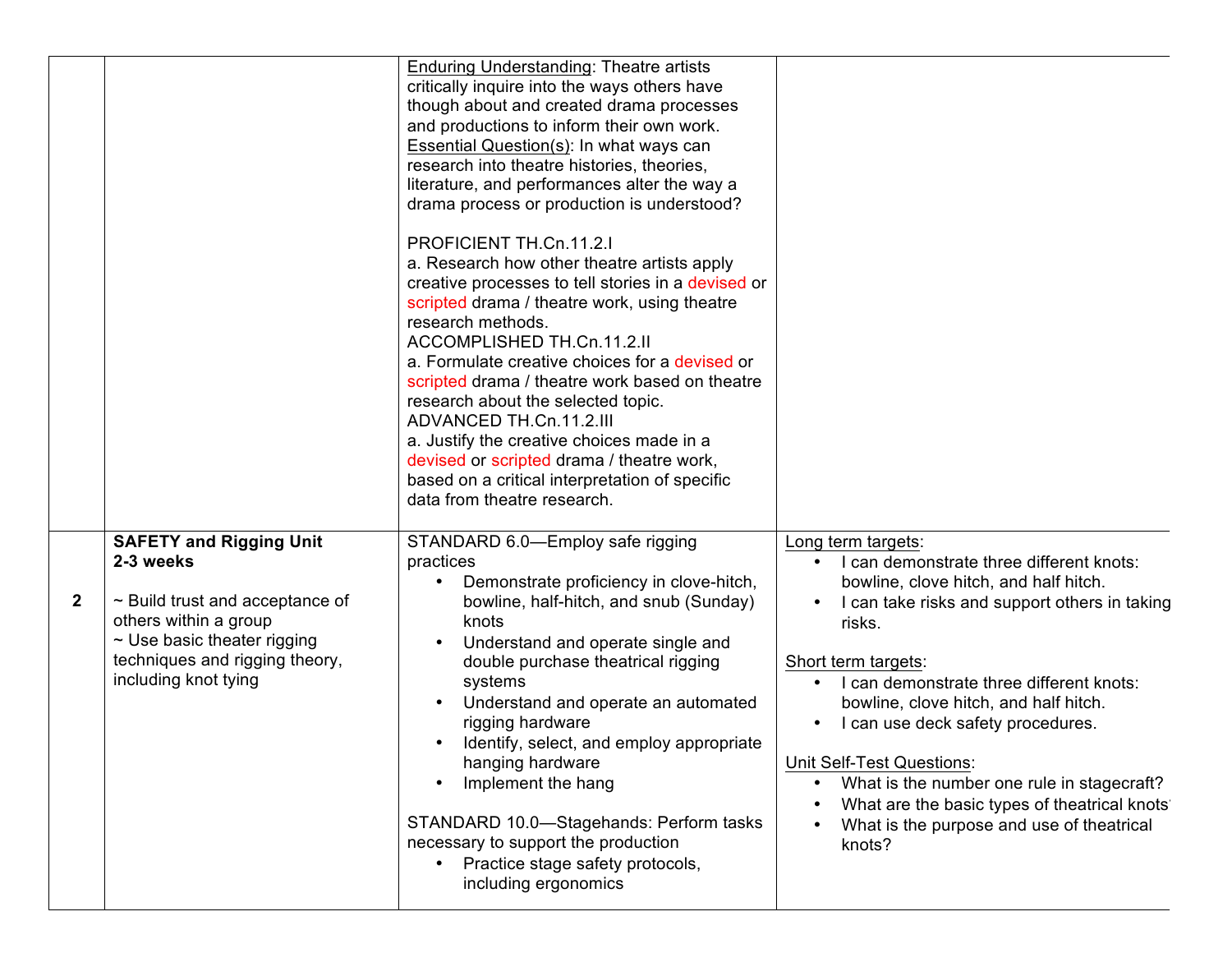|  |  |  |  |
|---|---|---|---|
|  |  | Enduring Understanding: Theatre artists critically inquire into the ways others have though about and created drama processes and productions to inform their own work.<br>Essential Question(s): In what ways can research into theatre histories, theories, literature, and performances alter the way a drama process or production is understood?<br><br>PROFICIENT TH.Cn.11.2.I<br>a. Research how other theatre artists apply creative processes to tell stories in a devised or scripted drama / theatre work, using theatre research methods.<br>ACCOMPLISHED TH.Cn.11.2.II<br>a. Formulate creative choices for a devised or scripted drama / theatre work based on theatre research about the selected topic.<br>ADVANCED TH.Cn.11.2.III<br>a. Justify the creative choices made in a devised or scripted drama / theatre work, based on a critical interpretation of specific data from theatre research. |  |
| **2** | **SAFETY and Rigging Unit**<br>**2-3 weeks**<br><br>~ Build trust and acceptance of others within a group<br>~ Use basic theater rigging techniques and rigging theory, including knot tying | STANDARD 6.0—Employ safe rigging practices<br>• Demonstrate proficiency in clove-hitch, bowline, half-hitch, and snub (Sunday) knots<br>• Understand and operate single and double purchase theatrical rigging systems<br>• Understand and operate an automated rigging hardware<br>• Identify, select, and employ appropriate hanging hardware<br>• Implement the hang<br><br>STANDARD 10.0—Stagehands: Perform tasks necessary to support the production<br>• Practice stage safety protocols, including ergonomics | Long term targets:<br>• I can demonstrate three different knots: bowline, clove hitch, and half hitch.<br>• I can take risks and support others in taking risks.<br><br>Short term targets:<br>• I can demonstrate three different knots: bowline, clove hitch, and half hitch.<br>• I can use deck safety procedures.<br><br>Unit Self-Test Questions:<br>• What is the number one rule in stagecraft?<br>• What are the basic types of theatrical knots?<br>• What is the purpose and use of theatrical knots? |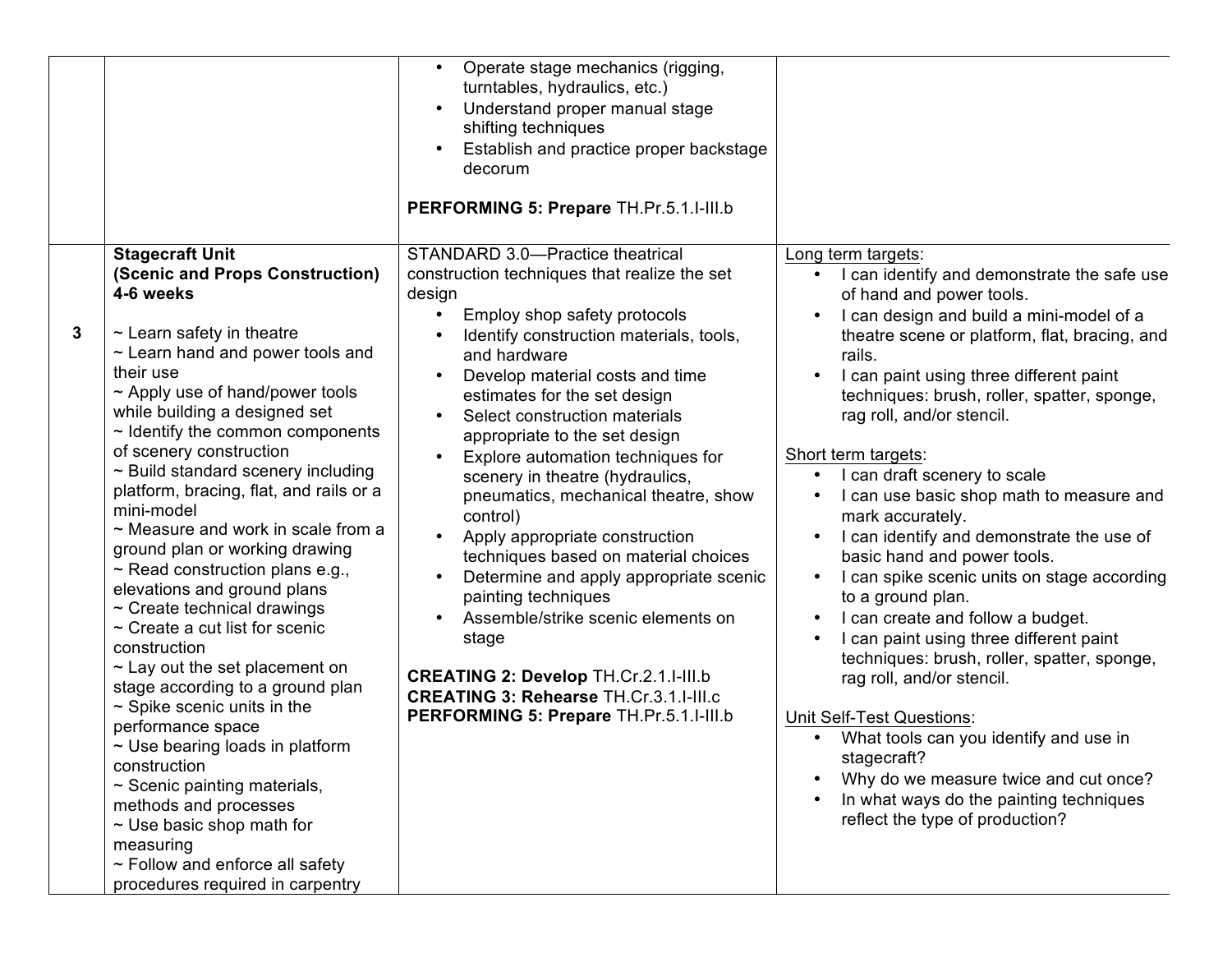| | | | |
|---|---|---|---|
| | | • Operate stage mechanics (rigging, turntables, hydraulics, etc.)<br>• Understand proper manual stage shifting techniques<br>• Establish and practice proper backstage decorum<br><br>**PERFORMING 5: Prepare** TH.Pr.5.1.I-III.b | |
| **3** | **Stagecraft Unit**<br>**(Scenic and Props Construction)**<br>**4-6 weeks**<br><br>~ Learn safety in theatre<br>~ Learn hand and power tools and their use<br>~ Apply use of hand/power tools while building a designed set<br>~ Identify the common components of scenery construction<br>~ Build standard scenery including platform, bracing, flat, and rails or a mini-model<br>~ Measure and work in scale from a ground plan or working drawing<br>~ Read construction plans e.g., elevations and ground plans<br>~ Create technical drawings<br>~ Create a cut list for scenic construction<br>~ Lay out the set placement on stage according to a ground plan<br>~ Spike scenic units in the performance space<br>~ Use bearing loads in platform construction<br>~ Scenic painting materials, methods and processes<br>~ Use basic shop math for measuring<br>~ Follow and enforce all safety procedures required in carpentry | STANDARD 3.0—Practice theatrical construction techniques that realize the set design<br>• Employ shop safety protocols<br>• Identify construction materials, tools, and hardware<br>• Develop material costs and time estimates for the set design<br>• Select construction materials appropriate to the set design<br>• Explore automation techniques for scenery in theatre (hydraulics, pneumatics, mechanical theatre, show control)<br>• Apply appropriate construction techniques based on material choices<br>• Determine and apply appropriate scenic painting techniques<br>• Assemble/strike scenic elements on stage<br><br>**CREATING 2: Develop** TH.Cr.2.1.I-III.b<br>**CREATING 3: Rehearse** TH.Cr.3.1.I-III.c<br>**PERFORMING 5: Prepare** TH.Pr.5.1.I-III.b | <u>Long term targets</u>:<br>• I can identify and demonstrate the safe use of hand and power tools.<br>• I can design and build a mini-model of a theatre scene or platform, flat, bracing, and rails.<br>• I can paint using three different paint techniques: brush, roller, spatter, sponge, rag roll, and/or stencil.<br><br><u>Short term targets</u>:<br>• I can draft scenery to scale<br>• I can use basic shop math to measure and mark accurately.<br>• I can identify and demonstrate the use of basic hand and power tools.<br>• I can spike scenic units on stage according to a ground plan.<br>• I can create and follow a budget.<br>• I can paint using three different paint techniques: brush, roller, spatter, sponge, rag roll, and/or stencil.<br><br><u>Unit Self-Test Questions</u>:<br>• What tools can you identify and use in stagecraft?<br>• Why do we measure twice and cut once?<br>• In what ways do the painting techniques reflect the type of production? |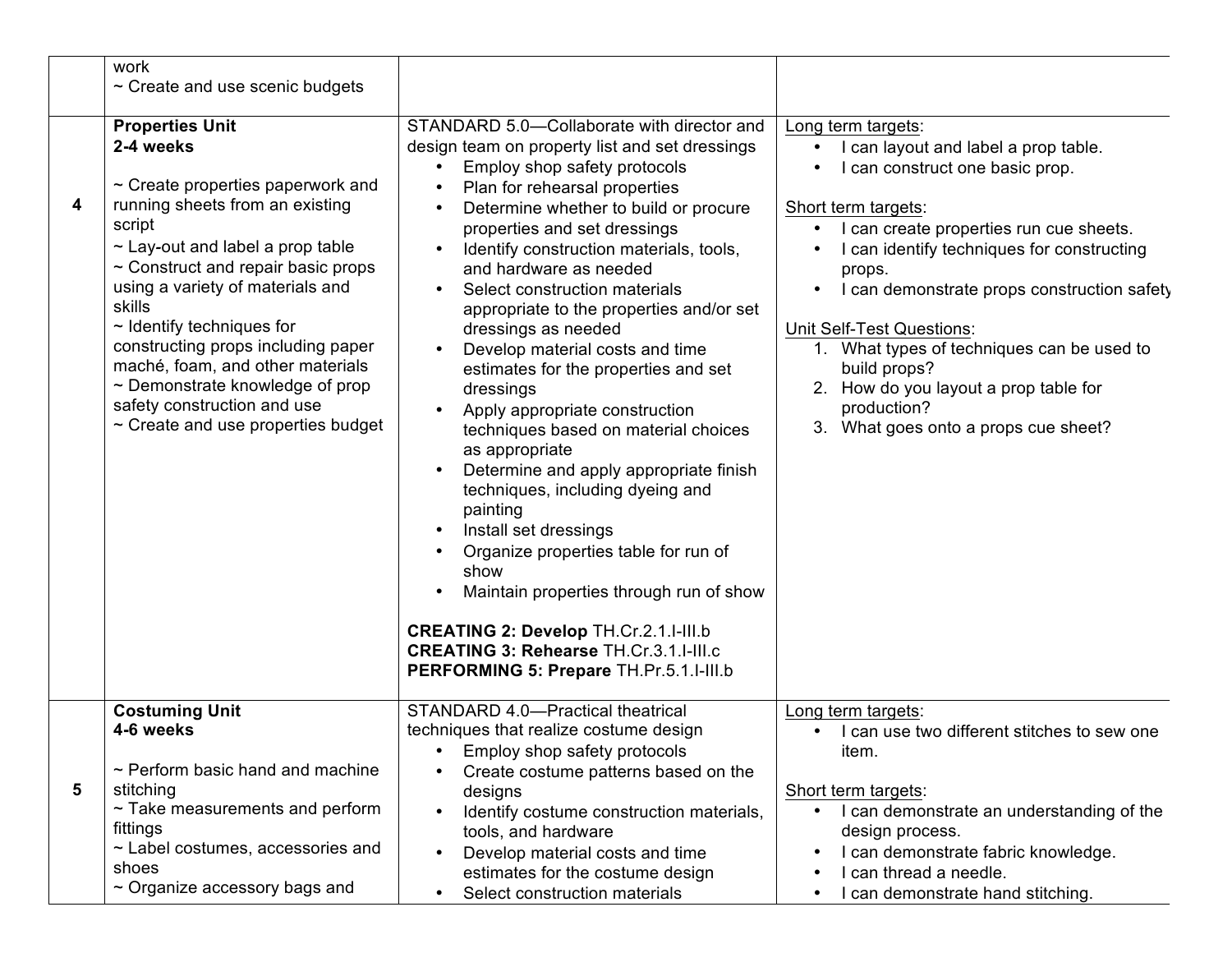| | | | |
|---|---|---|---|
| | work<br>~ Create and use scenic budgets | | |
| **4** | **Properties Unit**<br>**2-4 weeks**<br><br>~ Create properties paperwork and running sheets from an existing script<br>~ Lay-out and label a prop table<br>~ Construct and repair basic props using a variety of materials and skills<br>~ Identify techniques for constructing props including paper maché, foam, and other materials<br>~ Demonstrate knowledge of prop safety construction and use<br>~ Create and use properties budget | STANDARD 5.0—Collaborate with director and design team on property list and set dressings<br>• Employ shop safety protocols<br>• Plan for rehearsal properties<br>• Determine whether to build or procure properties and set dressings<br>• Identify construction materials, tools, and hardware as needed<br>• Select construction materials appropriate to the properties and/or set dressings as needed<br>• Develop material costs and time estimates for the properties and set dressings<br>• Apply appropriate construction techniques based on material choices as appropriate<br>• Determine and apply appropriate finish techniques, including dyeing and painting<br>• Install set dressings<br>• Organize properties table for run of show<br>• Maintain properties through run of show<br><br>**CREATING 2: Develop** TH.Cr.2.1.I-III.b<br>**CREATING 3: Rehearse** TH.Cr.3.1.I-III.c<br>**PERFORMING 5: Prepare** TH.Pr.5.1.I-III.b | Long term targets:<br>• I can layout and label a prop table.<br>• I can construct one basic prop.<br><br>Short term targets:<br>• I can create properties run cue sheets.<br>• I can identify techniques for constructing props.<br>• I can demonstrate props construction safety<br><br>Unit Self-Test Questions:<br>1. What types of techniques can be used to build props?<br>2. How do you layout a prop table for production?<br>3. What goes onto a props cue sheet? |
| **5** | **Costuming Unit**<br>**4-6 weeks**<br><br>~ Perform basic hand and machine stitching<br>~ Take measurements and perform fittings<br>~ Label costumes, accessories and shoes<br>~ Organize accessory bags and | STANDARD 4.0—Practical theatrical techniques that realize costume design<br>• Employ shop safety protocols<br>• Create costume patterns based on the designs<br>• Identify costume construction materials, tools, and hardware<br>• Develop material costs and time estimates for the costume design<br>• Select construction materials | Long term targets:<br>• I can use two different stitches to sew one item.<br><br>Short term targets:<br>• I can demonstrate an understanding of the design process.<br>• I can demonstrate fabric knowledge.<br>• I can thread a needle.<br>• I can demonstrate hand stitching. |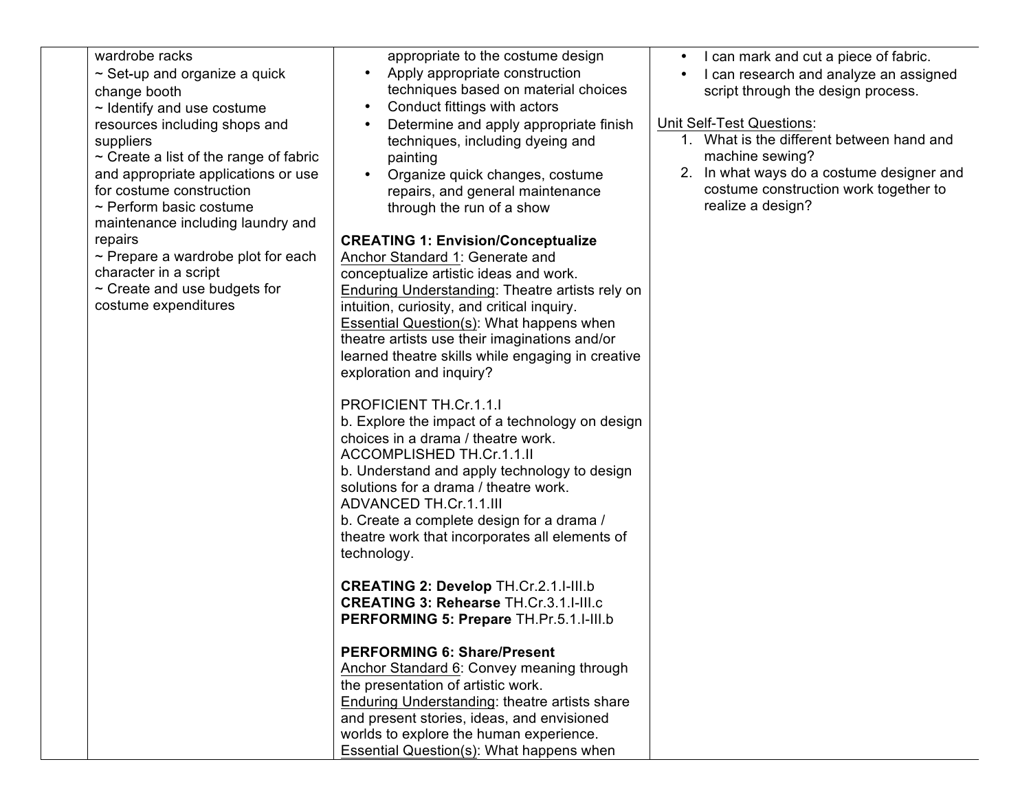| | | | |
|---|---|---|---|
| | wardrobe racks<br>~ Set-up and organize a quick change booth<br>~ Identify and use costume resources including shops and suppliers<br>~ Create a list of the range of fabric and appropriate applications or use for costume construction<br>~ Perform basic costume maintenance including laundry and repairs<br>~ Prepare a wardrobe plot for each character in a script<br>~ Create and use budgets for costume expenditures | appropriate to the costume design<br>• Apply appropriate construction techniques based on material choices<br>• Conduct fittings with actors<br>• Determine and apply appropriate finish techniques, including dyeing and painting<br>• Organize quick changes, costume repairs, and general maintenance through the run of a show<br><br>**CREATING 1: Envision/Conceptualize**<br>Anchor Standard 1: Generate and conceptualize artistic ideas and work.<br>Enduring Understanding: Theatre artists rely on intuition, curiosity, and critical inquiry.<br>Essential Question(s): What happens when theatre artists use their imaginations and/or learned theatre skills while engaging in creative exploration and inquiry?<br><br>PROFICIENT TH.Cr.1.1.I<br>b. Explore the impact of a technology on design choices in a drama / theatre work.<br>ACCOMPLISHED TH.Cr.1.1.II<br>b. Understand and apply technology to design solutions for a drama / theatre work.<br>ADVANCED TH.Cr.1.1.III<br>b. Create a complete design for a drama / theatre work that incorporates all elements of technology.<br><br>**CREATING 2: Develop** TH.Cr.2.1.I-III.b<br>**CREATING 3: Rehearse** TH.Cr.3.1.I-III.c<br>**PERFORMING 5: Prepare** TH.Pr.5.1.I-III.b<br><br>**PERFORMING 6: Share/Present**<br>Anchor Standard 6: Convey meaning through the presentation of artistic work.<br>Enduring Understanding: theatre artists share and present stories, ideas, and envisioned worlds to explore the human experience.<br>Essential Question(s): What happens when | • I can mark and cut a piece of fabric.<br>• I can research and analyze an assigned script through the design process.<br><br>Unit Self-Test Questions:<br>1. What is the different between hand and machine sewing?<br>2. In what ways do a costume designer and costume construction work together to realize a design? |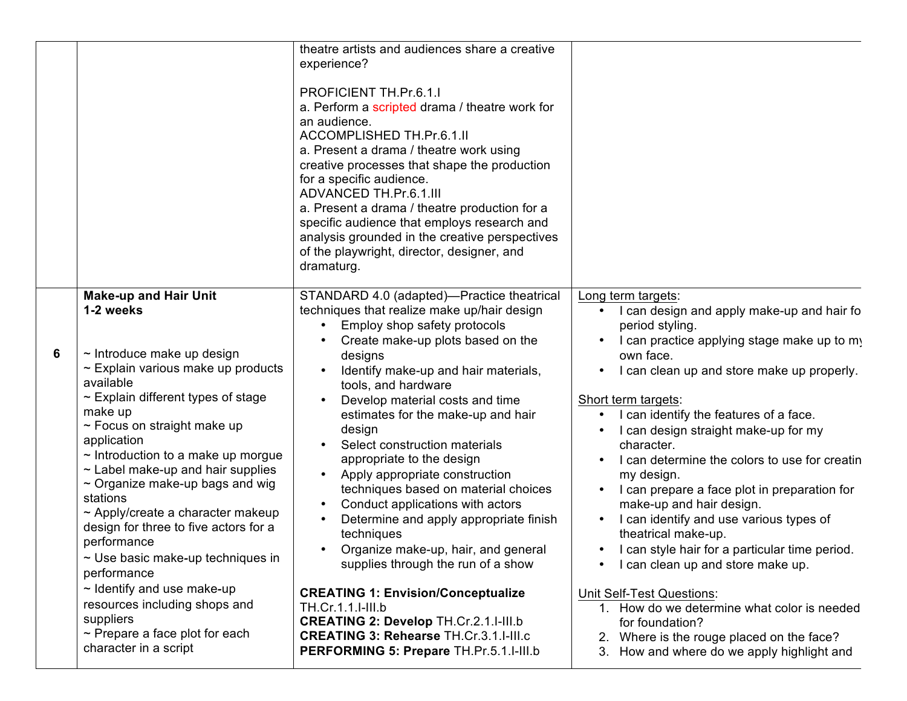| | | | |
|---|---|---|---|
| | | theatre artists and audiences share a creative experience?<br><br>PROFICIENT TH.Pr.6.1.I<br>a. Perform a scripted drama / theatre work for an audience.<br>ACCOMPLISHED TH.Pr.6.1.II<br>a. Present a drama / theatre work using creative processes that shape the production for a specific audience.<br>ADVANCED TH.Pr.6.1.III<br>a. Present a drama / theatre production for a specific audience that employs research and analysis grounded in the creative perspectives of the playwright, director, designer, and dramaturg. | |
| 6 | **Make-up and Hair Unit**<br>**1-2 weeks**<br><br>~ Introduce make up design<br>~ Explain various make up products available<br>~ Explain different types of stage make up<br>~ Focus on straight make up application<br>~ Introduction to a make up morgue<br>~ Label make-up and hair supplies<br>~ Organize make-up bags and wig stations<br>~ Apply/create a character makeup design for three to five actors for a performance<br>~ Use basic make-up techniques in performance<br>~ Identify and use make-up resources including shops and suppliers<br>~ Prepare a face plot for each character in a script | STANDARD 4.0 (adapted)—Practice theatrical techniques that realize make up/hair design<br>• Employ shop safety protocols<br>• Create make-up plots based on the designs<br>• Identify make-up and hair materials, tools, and hardware<br>• Develop material costs and time estimates for the make-up and hair design<br>• Select construction materials appropriate to the design<br>• Apply appropriate construction techniques based on material choices<br>• Conduct applications with actors<br>• Determine and apply appropriate finish techniques<br>• Organize make-up, hair, and general supplies through the run of a show<br><br>**CREATING 1: Envision/Conceptualize** TH.Cr.1.1.I-III.b<br>**CREATING 2: Develop** TH.Cr.2.1.I-III.b<br>**CREATING 3: Rehearse** TH.Cr.3.1.I-III.c<br>**PERFORMING 5: Prepare** TH.Pr.5.1.I-III.b | Long term targets:<br>• I can design and apply make-up and hair fo period styling.<br>• I can practice applying stage make up to my own face.<br>• I can clean up and store make up properly.<br><br>Short term targets:<br>• I can identify the features of a face.<br>• I can design straight make-up for my character.<br>• I can determine the colors to use for creatin my design.<br>• I can prepare a face plot in preparation for make-up and hair design.<br>• I can identify and use various types of theatrical make-up.<br>• I can style hair for a particular time period.<br>• I can clean up and store make up.<br><br>Unit Self-Test Questions:<br>1. How do we determine what color is needed for foundation?<br>2. Where is the rouge placed on the face?<br>3. How and where do we apply highlight and |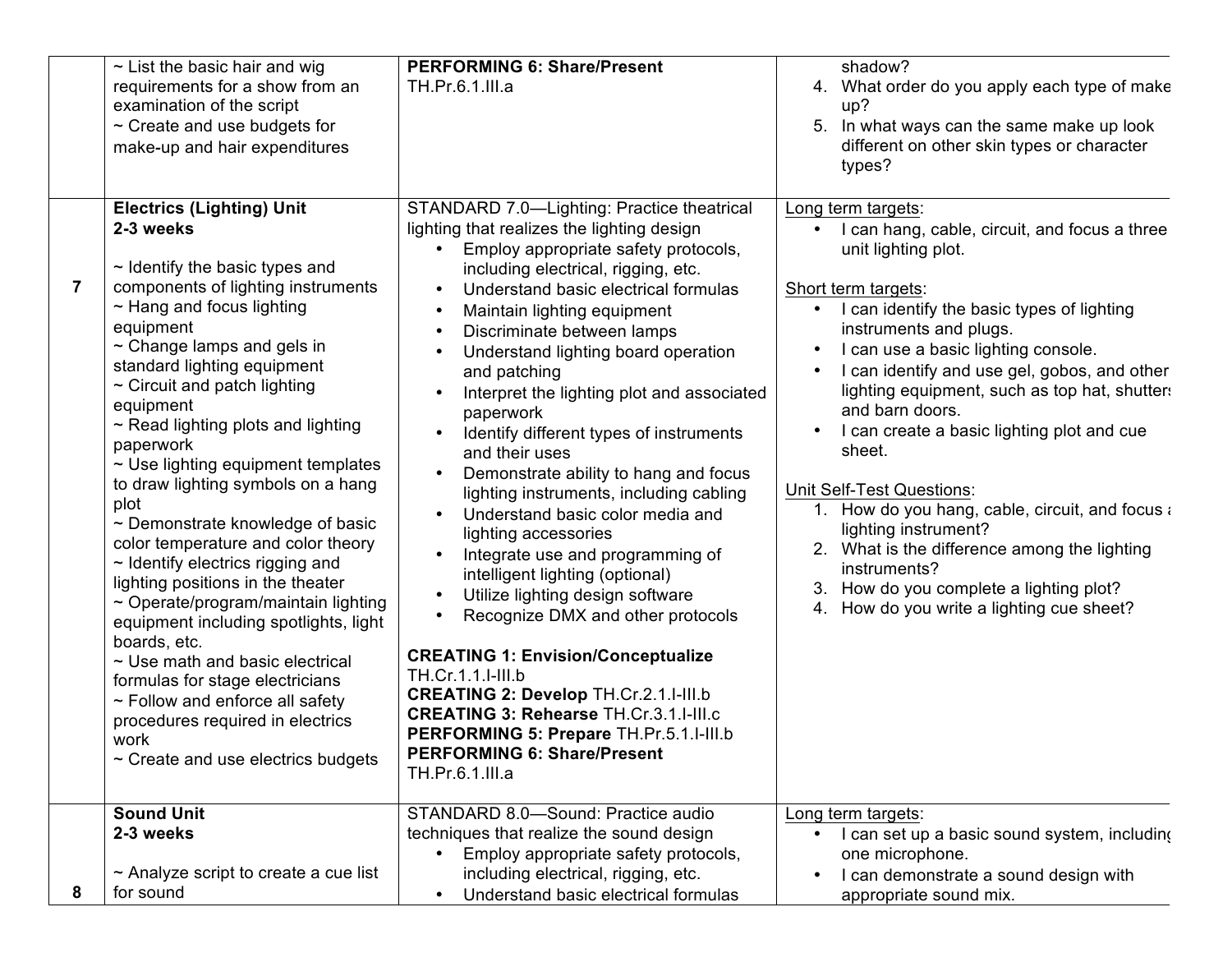| | | | |
|---|---|---|---|
| | ~ List the basic hair and wig requirements for a show from an examination of the script<br>~ Create and use budgets for make-up and hair expenditures | **PERFORMING 6: Share/Present** TH.Pr.6.1.III.a | shadow?<br>4. What order do you apply each type of make up?<br>5. In what ways can the same make up look different on other skin types or character types? |
| 7 | **Electrics (Lighting) Unit**<br>**2-3 weeks**<br><br>~ Identify the basic types and components of lighting instruments<br>~ Hang and focus lighting equipment<br>~ Change lamps and gels in standard lighting equipment<br>~ Circuit and patch lighting equipment<br>~ Read lighting plots and lighting paperwork<br>~ Use lighting equipment templates to draw lighting symbols on a hang plot<br>~ Demonstrate knowledge of basic color temperature and color theory<br>~ Identify electrics rigging and lighting positions in the theater<br>~ Operate/program/maintain lighting equipment including spotlights, light boards, etc.<br>~ Use math and basic electrical formulas for stage electricians<br>~ Follow and enforce all safety procedures required in electrics work<br>~ Create and use electrics budgets | STANDARD 7.0—Lighting: Practice theatrical lighting that realizes the lighting design<br>• Employ appropriate safety protocols, including electrical, rigging, etc.<br>• Understand basic electrical formulas<br>• Maintain lighting equipment<br>• Discriminate between lamps<br>• Understand lighting board operation and patching<br>• Interpret the lighting plot and associated paperwork<br>• Identify different types of instruments and their uses<br>• Demonstrate ability to hang and focus lighting instruments, including cabling<br>• Understand basic color media and lighting accessories<br>• Integrate use and programming of intelligent lighting (optional)<br>• Utilize lighting design software<br>• Recognize DMX and other protocols<br><br>**CREATING 1: Envision/Conceptualize** TH.Cr.1.1.I-III.b<br>**CREATING 2: Develop** TH.Cr.2.1.I-III.b<br>**CREATING 3: Rehearse** TH.Cr.3.1.I-III.c<br>**PERFORMING 5: Prepare** TH.Pr.5.1.I-III.b<br>**PERFORMING 6: Share/Present** TH.Pr.6.1.III.a | Long term targets:<br>• I can hang, cable, circuit, and focus a three unit lighting plot.<br><br>Short term targets:<br>• I can identify the basic types of lighting instruments and plugs.<br>• I can use a basic lighting console.<br>• I can identify and use gel, gobos, and other lighting equipment, such as top hat, shutters and barn doors.<br>• I can create a basic lighting plot and cue sheet.<br><br>Unit Self-Test Questions:<br>1. How do you hang, cable, circuit, and focus a lighting instrument?<br>2. What is the difference among the lighting instruments?<br>3. How do you complete a lighting plot?<br>4. How do you write a lighting cue sheet? |
| 8 | **Sound Unit**<br>**2-3 weeks**<br><br>~ Analyze script to create a cue list for sound | STANDARD 8.0—Sound: Practice audio techniques that realize the sound design<br>• Employ appropriate safety protocols, including electrical, rigging, etc.<br>• Understand basic electrical formulas | Long term targets:<br>• I can set up a basic sound system, including one microphone.<br>• I can demonstrate a sound design with appropriate sound mix. |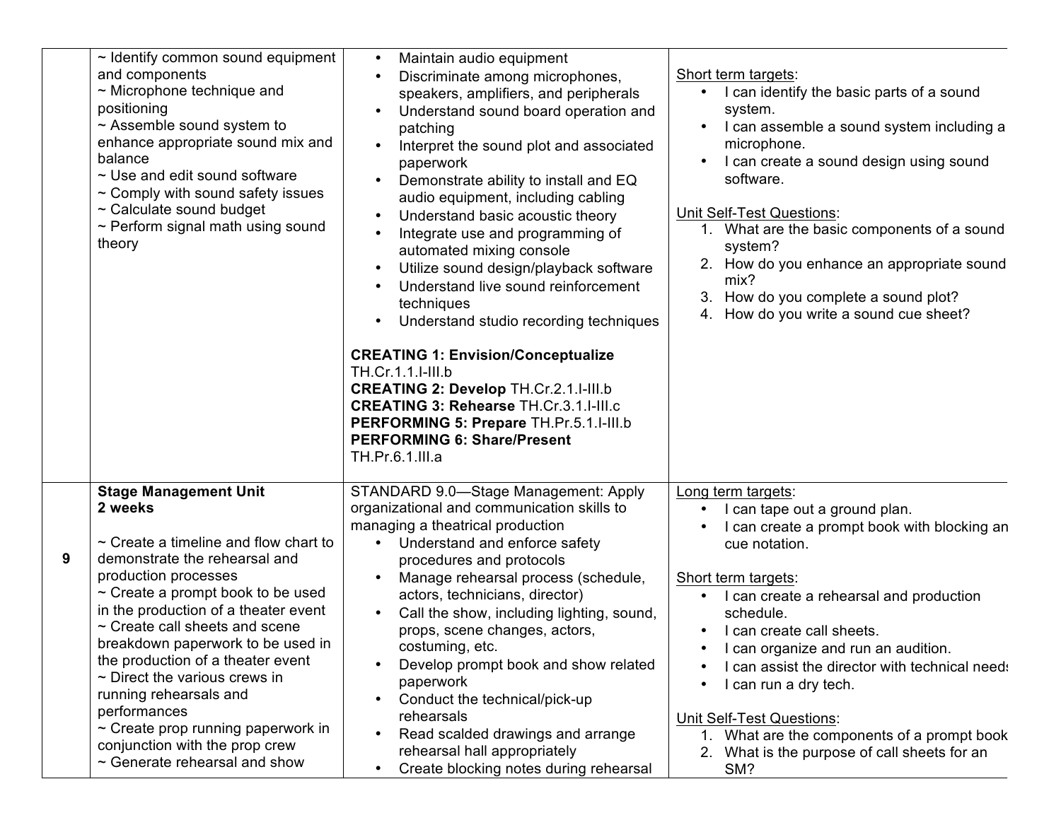|  |  |  |  |
|---|---|---|---|
|  | ~ Identify common sound equipment and components<br>~ Microphone technique and positioning<br>~ Assemble sound system to enhance appropriate sound mix and balance<br>~ Use and edit sound software<br>~ Comply with sound safety issues<br>~ Calculate sound budget<br>~ Perform signal math using sound theory | • Maintain audio equipment<br>• Discriminate among microphones, speakers, amplifiers, and peripherals<br>• Understand sound board operation and patching<br>• Interpret the sound plot and associated paperwork<br>• Demonstrate ability to install and EQ audio equipment, including cabling<br>• Understand basic acoustic theory<br>• Integrate use and programming of automated mixing console<br>• Utilize sound design/playback software<br>• Understand live sound reinforcement techniques<br>• Understand studio recording techniques<br><br>**CREATING 1: Envision/Conceptualize** TH.Cr.1.1.I-III.b<br>**CREATING 2: Develop** TH.Cr.2.1.I-III.b<br>**CREATING 3: Rehearse** TH.Cr.3.1.I-III.c<br>**PERFORMING 5: Prepare** TH.Pr.5.1.I-III.b<br>**PERFORMING 6: Share/Present** TH.Pr.6.1.III.a | Short term targets:<br>• I can identify the basic parts of a sound system.<br>• I can assemble a sound system including a microphone.<br>• I can create a sound design using sound software.<br><br>Unit Self-Test Questions:<br>1. What are the basic components of a sound system?<br>2. How do you enhance an appropriate sound mix?<br>3. How do you complete a sound plot?<br>4. How do you write a sound cue sheet? |
| 9 | **Stage Management Unit**<br>**2 weeks**<br><br>~ Create a timeline and flow chart to demonstrate the rehearsal and production processes<br>~ Create a prompt book to be used in the production of a theater event<br>~ Create call sheets and scene breakdown paperwork to be used in the production of a theater event<br>~ Direct the various crews in running rehearsals and performances<br>~ Create prop running paperwork in conjunction with the prop crew<br>~ Generate rehearsal and show | STANDARD 9.0—Stage Management: Apply organizational and communication skills to managing a theatrical production<br>• Understand and enforce safety procedures and protocols<br>• Manage rehearsal process (schedule, actors, technicians, director)<br>• Call the show, including lighting, sound, props, scene changes, actors, costuming, etc.<br>• Develop prompt book and show related paperwork<br>• Conduct the technical/pick-up rehearsals<br>• Read scalded drawings and arrange rehearsal hall appropriately<br>• Create blocking notes during rehearsal | Long term targets:<br>• I can tape out a ground plan.<br>• I can create a prompt book with blocking an cue notation.<br><br>Short term targets:<br>• I can create a rehearsal and production schedule.<br>• I can create call sheets.<br>• I can organize and run an audition.<br>• I can assist the director with technical needs<br>• I can run a dry tech.<br><br>Unit Self-Test Questions:<br>1. What are the components of a prompt book<br>2. What is the purpose of call sheets for an SM? |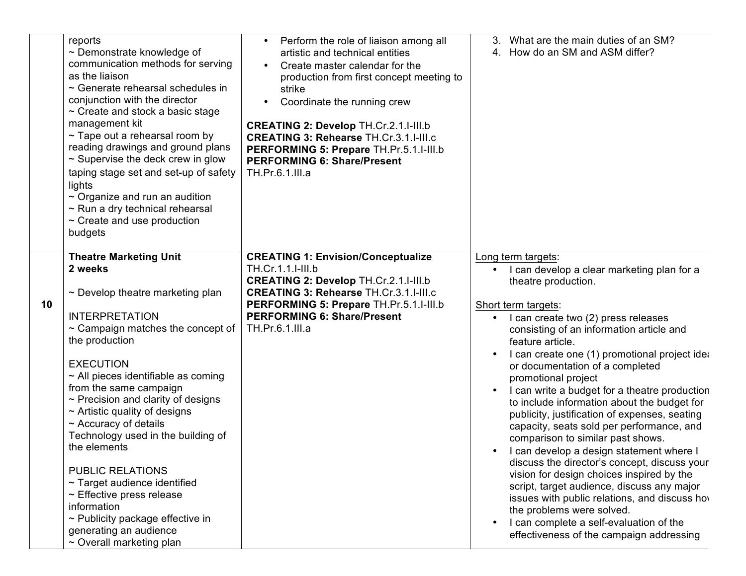| | | | |
|---|---|---|---|
| | reports<br>~ Demonstrate knowledge of communication methods for serving as the liaison<br>~ Generate rehearsal schedules in conjunction with the director<br>~ Create and stock a basic stage management kit<br>~ Tape out a rehearsal room by reading drawings and ground plans<br>~ Supervise the deck crew in glow taping stage set and set-up of safety lights<br>~ Organize and run an audition<br>~ Run a dry technical rehearsal<br>~ Create and use production budgets | • Perform the role of liaison among all artistic and technical entities<br>• Create master calendar for the production from first concept meeting to strike<br>• Coordinate the running crew<br><br>**CREATING 2: Develop** TH.Cr.2.1.I-III.b<br>**CREATING 3: Rehearse** TH.Cr.3.1.I-III.c<br>**PERFORMING 5: Prepare** TH.Pr.5.1.I-III.b<br>**PERFORMING 6: Share/Present** TH.Pr.6.1.III.a | 3. What are the main duties of an SM?<br>4. How do an SM and ASM differ? |
| **10** | **Theatre Marketing Unit**<br>**2 weeks**<br><br>~ Develop theatre marketing plan<br><br>INTERPRETATION<br>~ Campaign matches the concept of the production<br><br>EXECUTION<br>~ All pieces identifiable as coming from the same campaign<br>~ Precision and clarity of designs<br>~ Artistic quality of designs<br>~ Accuracy of details<br>Technology used in the building of the elements<br><br>PUBLIC RELATIONS<br>~ Target audience identified<br>~ Effective press release information<br>~ Publicity package effective in generating an audience<br>~ Overall marketing plan | **CREATING 1: Envision/Conceptualize** TH.Cr.1.1.I-III.b<br>**CREATING 2: Develop** TH.Cr.2.1.I-III.b<br>**CREATING 3: Rehearse** TH.Cr.3.1.I-III.c<br>**PERFORMING 5: Prepare** TH.Pr.5.1.I-III.b<br>**PERFORMING 6: Share/Present** TH.Pr.6.1.III.a | Long term targets:<br>• I can develop a clear marketing plan for a theatre production.<br><br>Short term targets:<br>• I can create two (2) press releases consisting of an information article and feature article.<br>• I can create one (1) promotional project idea or documentation of a completed promotional project<br>• I can write a budget for a theatre production to include information about the budget for publicity, justification of expenses, seating capacity, seats sold per performance, and comparison to similar past shows.<br>• I can develop a design statement where I discuss the director's concept, discuss your vision for design choices inspired by the script, target audience, discuss any major issues with public relations, and discuss how the problems were solved.<br>• I can complete a self-evaluation of the effectiveness of the campaign addressing |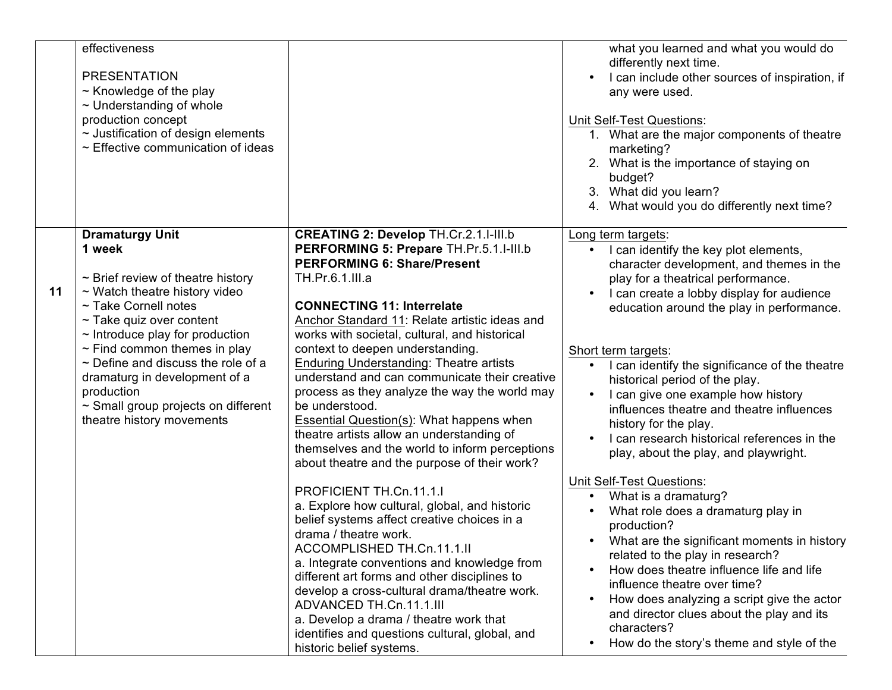| | | | |
|---|---|---|---|
| | effectiveness<br><br>PRESENTATION<br>~ Knowledge of the play<br>~ Understanding of whole production concept<br>~ Justification of design elements<br>~ Effective communication of ideas | | what you learned and what you would do differently next time.<br>• I can include other sources of inspiration, if any were used.<br><br><u>Unit Self-Test Questions</u>:<br>1. What are the major components of theatre marketing?<br>2. What is the importance of staying on budget?<br>3. What did you learn?<br>4. What would you do differently next time? |
| **11** | **Dramaturgy Unit**<br>**1 week**<br><br>~ Brief review of theatre history<br>~ Watch theatre history video<br>~ Take Cornell notes<br>~ Take quiz over content<br>~ Introduce play for production<br>~ Find common themes in play<br>~ Define and discuss the role of a dramaturg in development of a production<br>~ Small group projects on different theatre history movements | **CREATING 2: Develop** TH.Cr.2.1.I-III.b<br>**PERFORMING 5: Prepare** TH.Pr.5.1.I-III.b<br>**PERFORMING 6: Share/Present** TH.Pr.6.1.III.a<br><br>**CONNECTING 11: Interrelate**<br><u>Anchor Standard 11</u>: Relate artistic ideas and works with societal, cultural, and historical context to deepen understanding.<br><u>Enduring Understanding</u>: Theatre artists understand and can communicate their creative process as they analyze the way the world may be understood.<br><u>Essential Question(s)</u>: What happens when theatre artists allow an understanding of themselves and the world to inform perceptions about theatre and the purpose of their work?<br><br>PROFICIENT TH.Cn.11.1.I<br>a. Explore how cultural, global, and historic belief systems affect creative choices in a drama / theatre work.<br>ACCOMPLISHED TH.Cn.11.1.II<br>a. Integrate conventions and knowledge from different art forms and other disciplines to develop a cross-cultural drama/theatre work.<br>ADVANCED TH.Cn.11.1.III<br>a. Develop a drama / theatre work that identifies and questions cultural, global, and historic belief systems. | <u>Long term targets</u>:<br>• I can identify the key plot elements, character development, and themes in the play for a theatrical performance.<br>• I can create a lobby display for audience education around the play in performance.<br><br><u>Short term targets</u>:<br>• I can identify the significance of the theatre historical period of the play.<br>• I can give one example how history influences theatre and theatre influences history for the play.<br>• I can research historical references in the play, about the play, and playwright.<br><br><u>Unit Self-Test Questions</u>:<br>• What is a dramaturg?<br>• What role does a dramaturg play in production?<br>• What are the significant moments in history related to the play in research?<br>• How does theatre influence life and life influence theatre over time?<br>• How does analyzing a script give the actor and director clues about the play and its characters?<br>• How do the story's theme and style of the |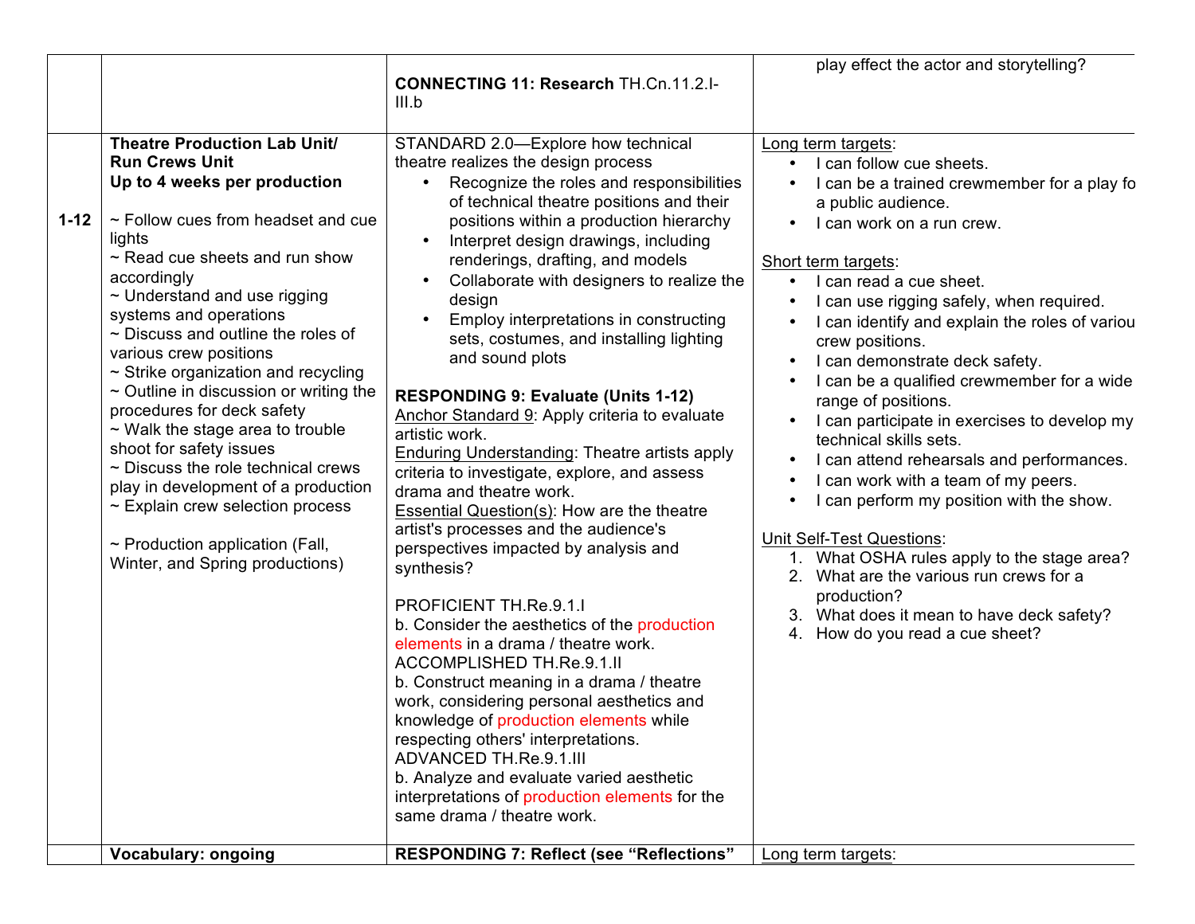| | | | |
|---|---|---|---|
| | | **CONNECTING 11: Research** TH.Cn.11.2.I-III.b | play effect the actor and storytelling? |
| 1-12 | **Theatre Production Lab Unit/ Run Crews Unit**<br>**Up to 4 weeks per production**<br><br>~ Follow cues from headset and cue lights<br>~ Read cue sheets and run show accordingly<br>~ Understand and use rigging systems and operations<br>~ Discuss and outline the roles of various crew positions<br>~ Strike organization and recycling<br>~ Outline in discussion or writing the procedures for deck safety<br>~ Walk the stage area to trouble shoot for safety issues<br>~ Discuss the role technical crews play in development of a production<br>~ Explain crew selection process<br><br>~ Production application (Fall, Winter, and Spring productions) | STANDARD 2.0—Explore how technical theatre realizes the design process<br>• Recognize the roles and responsibilities of technical theatre positions and their positions within a production hierarchy<br>• Interpret design drawings, including renderings, drafting, and models<br>• Collaborate with designers to realize the design<br>• Employ interpretations in constructing sets, costumes, and installing lighting and sound plots<br><br>**RESPONDING 9: Evaluate (Units 1-12)**<br>Anchor Standard 9: Apply criteria to evaluate artistic work.<br>Enduring Understanding: Theatre artists apply criteria to investigate, explore, and assess drama and theatre work.<br>Essential Question(s): How are the theatre artist's processes and the audience's perspectives impacted by analysis and synthesis?<br><br>PROFICIENT TH.Re.9.1.I<br>b. Consider the aesthetics of the production elements in a drama / theatre work.<br>ACCOMPLISHED TH.Re.9.1.II<br>b. Construct meaning in a drama / theatre work, considering personal aesthetics and knowledge of production elements while respecting others' interpretations.<br>ADVANCED TH.Re.9.1.III<br>b. Analyze and evaluate varied aesthetic interpretations of production elements for the same drama / theatre work. | Long term targets:<br>• I can follow cue sheets.<br>• I can be a trained crewmember for a play fo a public audience.<br>• I can work on a run crew.<br><br>Short term targets:<br>• I can read a cue sheet.<br>• I can use rigging safely, when required.<br>• I can identify and explain the roles of variou crew positions.<br>• I can demonstrate deck safety.<br>• I can be a qualified crewmember for a wide range of positions.<br>• I can participate in exercises to develop my technical skills sets.<br>• I can attend rehearsals and performances.<br>• I can work with a team of my peers.<br>• I can perform my position with the show.<br><br>Unit Self-Test Questions:<br>1. What OSHA rules apply to the stage area?<br>2. What are the various run crews for a production?<br>3. What does it mean to have deck safety?<br>4. How do you read a cue sheet? |
| | **Vocabulary: ongoing** | **RESPONDING 7: Reflect (see "Reflections"** | Long term targets: |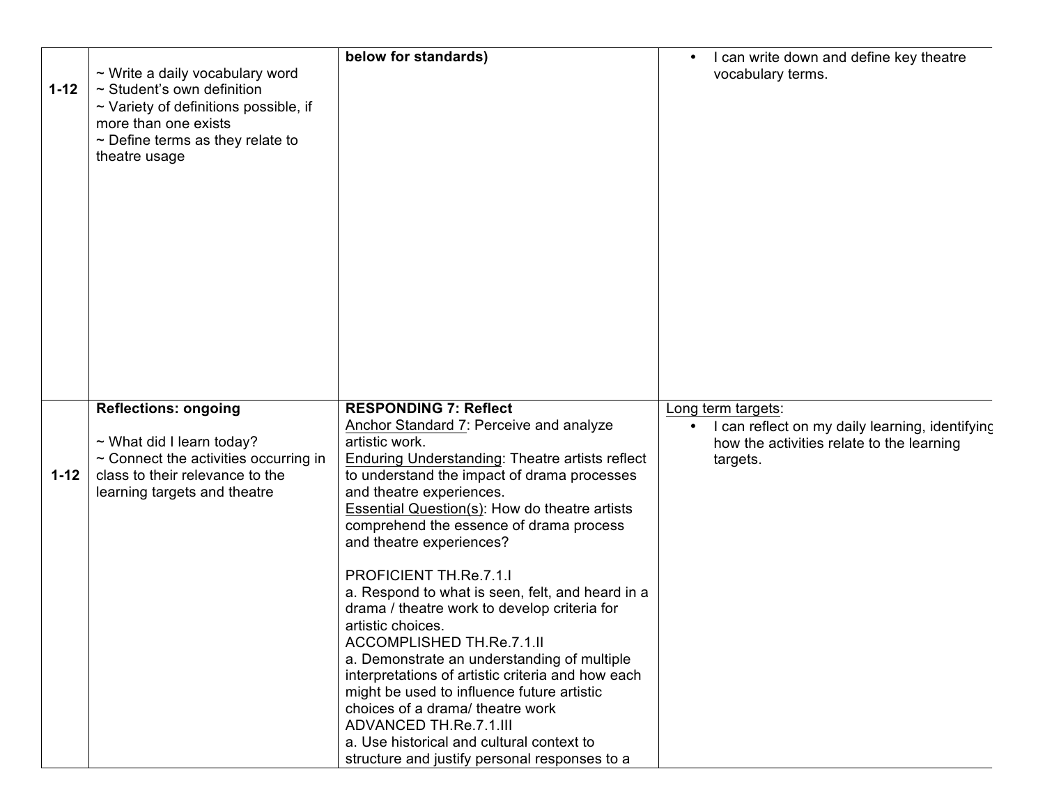| | | | |
|---|---|---|---|
| 1-12 | ~ Write a daily vocabulary word<br>~ Student's own definition<br>~ Variety of definitions possible, if more than one exists<br>~ Define terms as they relate to theatre usage | **below for standards)** | • I can write down and define key theatre vocabulary terms. |
| 1-12 | **Reflections: ongoing**<br><br>~ What did I learn today?<br>~ Connect the activities occurring in class to their relevance to the learning targets and theatre | **RESPONDING 7: Reflect**<br>Anchor Standard 7: Perceive and analyze artistic work.<br>Enduring Understanding: Theatre artists reflect to understand the impact of drama processes and theatre experiences.<br>Essential Question(s): How do theatre artists comprehend the essence of drama process and theatre experiences?<br><br>PROFICIENT TH.Re.7.1.I<br>a. Respond to what is seen, felt, and heard in a drama / theatre work to develop criteria for artistic choices.<br>ACCOMPLISHED TH.Re.7.1.II<br>a. Demonstrate an understanding of multiple interpretations of artistic criteria and how each might be used to influence future artistic choices of a drama/ theatre work<br>ADVANCED TH.Re.7.1.III<br>a. Use historical and cultural context to structure and justify personal responses to a | Long term targets:<br>• I can reflect on my daily learning, identifying how the activities relate to the learning targets. |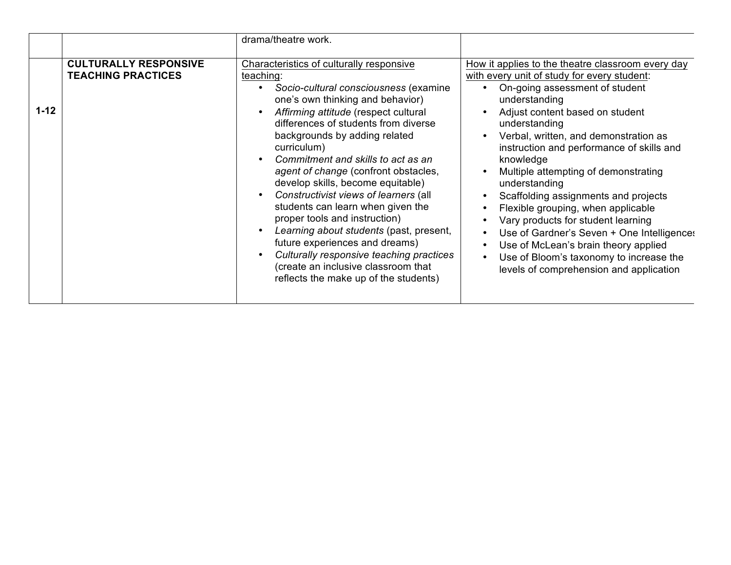| | | | |
|---|---|---|---|
| | | drama/theatre work. | |
| 1-12 | **CULTURALLY RESPONSIVE TEACHING PRACTICES** | Characteristics of culturally responsive teaching:<br>• *Socio-cultural consciousness* (examine one's own thinking and behavior)<br>• *Affirming attitude* (respect cultural differences of students from diverse backgrounds by adding related curriculum)<br>• *Commitment and skills to act as an agent of change* (confront obstacles, develop skills, become equitable)<br>• *Constructivist views of learners* (all students can learn when given the proper tools and instruction)<br>• *Learning about students* (past, present, future experiences and dreams)<br>• *Culturally responsive teaching practices* (create an inclusive classroom that reflects the make up of the students) | How it applies to the theatre classroom every day with every unit of study for every student:<br>• On-going assessment of student understanding<br>• Adjust content based on student understanding<br>• Verbal, written, and demonstration as instruction and performance of skills and knowledge<br>• Multiple attempting of demonstrating understanding<br>• Scaffolding assignments and projects<br>• Flexible grouping, when applicable<br>• Vary products for student learning<br>• Use of Gardner's Seven + One Intelligences<br>• Use of McLean's brain theory applied<br>• Use of Bloom's taxonomy to increase the levels of comprehension and application |